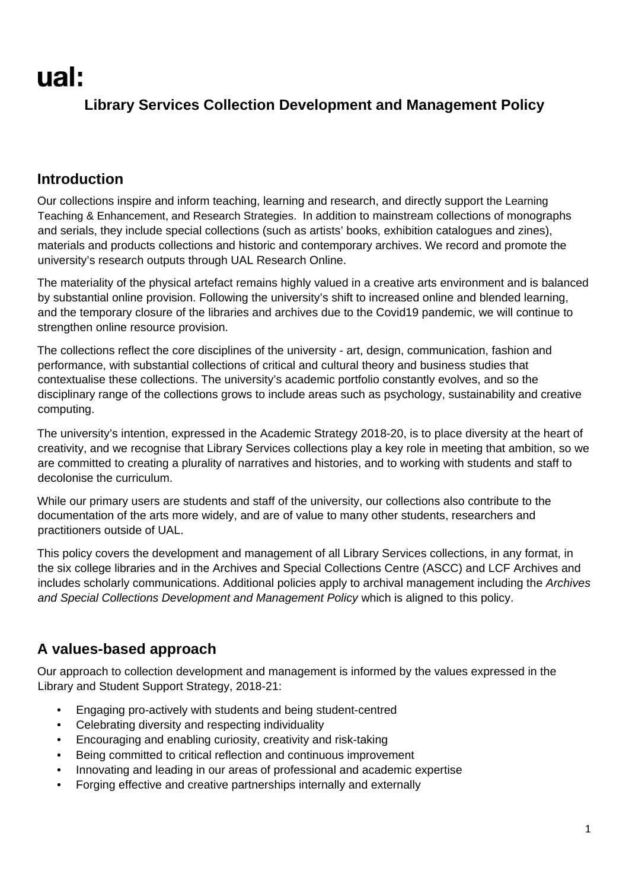ual:

# Library Services Collection Development and Management Policy

## Introduction

Our collections inspire and inform teaching, learning and research, and directly support the Learning Teaching & Enhancement, and Research Strategies. In addition to mainstream collections of monographs and serials, they include special collections (such as artists' books, exhibition catalogues and zines), materials and products collections and historic and contemporary archives. We record and promote the university's research outputs through UAL Research Online.

The materiality of the physical artefact remains highly valued in a creative arts environment and is balanced by substantial online provision. Following the university's shift to increased online and blended learning, and the temporary closure of the libraries and archives due to the Covid19 pandemic, we will continue to strengthen online resource provision.

The collections reflect the core disciplines of the university - art, design, communication, fashion and performance, with substantial collections of critical and cultural theory and business studies that contextualise these collections. The university's academic portfolio constantly evolves, and so the disciplinary range of the collections grows to include areas such as psychology, sustainability and creative computing.

The university's intention, expressed in the Academic Strategy 2018-20, is to place diversity at the heart of creativity, and we recognise that Library Services collections play a key role in meeting that ambition, so we are committed to creating a plurality of narratives and histories, and to working with students and staff to decolonise the curriculum.

While our primary users are students and staff of the university, our collections also contribute to the documentation of the arts more widely, and are of value to many other students, researchers and practitioners outside of UAL.

This policy covers the development and management of all Library Services collections, in any format, in the six college libraries and in the Archives and Special Collections Centre (ASCC) and LCF Archives and includes scholarly communications. Additional policies apply to archival management including the *Archives and Special Collections Development and Management Policy* which is aligned to this policy.

## A values-based approach

Our approach to collection development and management is informed by the values expressed in the Library and Student Support Strategy, 2018-21:

- Engaging pro-actively with students and being student-centred
- Celebrating diversity and respecting individuality
- Encouraging and enabling curiosity, creativity and risk-taking
- Being committed to critical reflection and continuous improvement
- Innovating and leading in our areas of professional and academic expertise
- Forging effective and creative partnerships internally and externally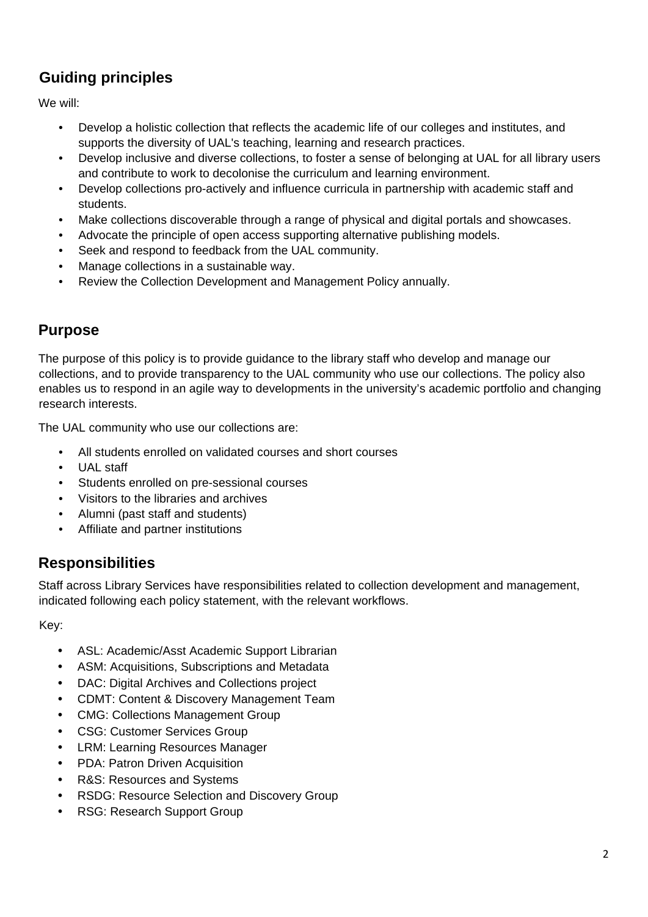## Guiding principles

We will:

- Develop a holistic collection that reflects the academic life of our colleges and institutes, and supports the diversity of UAL's teaching, learning and research practices.
- Develop inclusive and diverse collections, to foster a sense of belonging at UAL for all library users and contribute to work to decolonise the curriculum and learning environment.
- Develop collections pro-actively and influence curricula in partnership with academic staff and students.
- Make collections discoverable through a range of physical and digital portals and showcases.
- Advocate the principle of open access supporting alternative publishing models.
- Seek and respond to feedback from the UAL community.
- Manage collections in a sustainable way.
- Review the Collection Development and Management Policy annually.

## Purpose

The purpose of this policy is to provide guidance to the library staff who develop and manage our collections, and to provide transparency to the UAL community who use our collections. The policy also enables us to respond in an agile way to developments in the university's academic portfolio and changing research interests.

The UAL community who use our collections are:

- All students enrolled on validated courses and short courses
- UAL staff
- Students enrolled on pre-sessional courses
- Visitors to the libraries and archives
- Alumni (past staff and students)
- Affiliate and partner institutions

## Responsibilities

Staff across Library Services have responsibilities related to collection development and management, indicated following each policy statement, with the relevant workflows.

Key:

- ASL: Academic/Asst Academic Support Librarian
- ASM: Acquisitions, Subscriptions and Metadata
- DAC: Digital Archives and Collections project
- CDMT: Content & Discovery Management Team
- CMG: Collections Management Group
- CSG: Customer Services Group
- LRM: Learning Resources Manager
- PDA: Patron Driven Acquisition
- R&S: Resources and Systems
- RSDG: Resource Selection and Discovery Group
- RSG: Research Support Group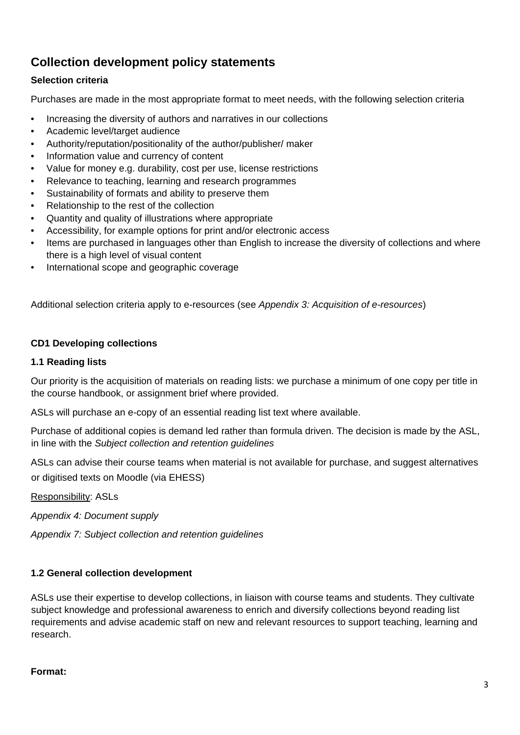## Collection development policy statements

### Selection criteria

Purchases are made in the most appropriate format to meet needs, with the following selection criteria

- Increasing the diversity of authors and narratives in our collections
- Academic level/target audience
- Authority/reputation/positionality of the author/publisher/ maker
- Information value and currency of content
- Value for money e.g. durability, cost per use, license restrictions
- Relevance to teaching, learning and research programmes
- Sustainability of formats and ability to preserve them
- Relationship to the rest of the collection
- Quantity and quality of illustrations where appropriate
- Accessibility, for example options for print and/or electronic access
- Items are purchased in languages other than English to increase the diversity of collections and where there is a high level of visual content
- International scope and geographic coverage

Additional selection criteria apply to e-resources (see *Appendix 3: Acquisition of e-resources*)

### CD1 Developing collections

#### 1.1 Reading lists

Our priority is the acquisition of materials on reading lists: we purchase a minimum of one copy per title in the course handbook, or assignment brief where provided.

ASLs will purchase an e-copy of an essential reading list text where available.

Purchase of additional copies is demand led rather than formula driven. The decision is made by the ASL, in line with the *Subject collection and retention guidelines*

ASLs can advise their course teams when material is not available for purchase, and suggest alternatives or digitised texts on Moodle (via EHESS)

<u>Responsibility</u>: ASLs

*Appendix 4: Document supply*

*Appendix 7: Subject collection and retention guidelines*

#### 1.2 General collection development

ASLs use their expertise to develop collections, in liaison with course teams and students. They cultivate subject knowledge and professional awareness to enrich and diversify collections beyond reading list requirements and advise academic staff on new and relevant resources to support teaching, learning and research.

**Format:**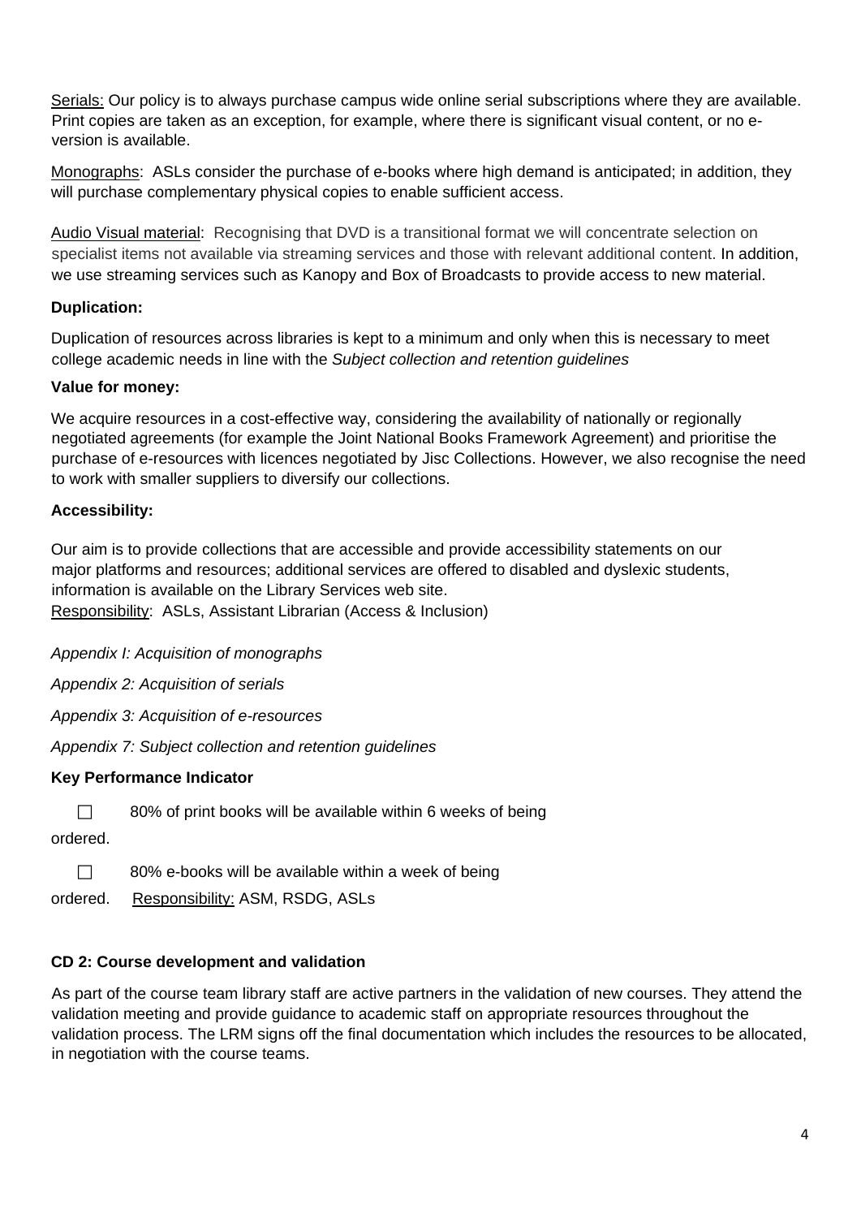Serials: Our policy is to always purchase campus wide online serial subscriptions where they are available. Print copies are taken as an exception, for example, where there is significant visual content, or no e-version is available.

Monographs: ASLs consider the purchase of e-books where high demand is anticipated; in addition, they will purchase complementary physical copies to enable sufficient access.

Audio Visual material: Recognising that DVD is a transitional format we will concentrate selection on specialist items not available via streaming services and those with relevant additional content. In addition, we use streaming services such as Kanopy and Box of Broadcasts to provide access to new material.

**Duplication:**

Duplication of resources across libraries is kept to a minimum and only when this is necessary to meet college academic needs in line with the *Subject collection and retention guidelines*

**Value for money:**

We acquire resources in a cost-effective way, considering the availability of nationally or regionally negotiated agreements (for example the Joint National Books Framework Agreement) and prioritise the purchase of e-resources with licences negotiated by Jisc Collections. However, we also recognise the need to work with smaller suppliers to diversify our collections.

**Accessibility:**

Our aim is to provide collections that are accessible and provide accessibility statements on our major platforms and resources; additional services are offered to disabled and dyslexic students, information is available on the Library Services web site.
Responsibility: ASLs, Assistant Librarian (Access & Inclusion)

*Appendix I: Acquisition of monographs*

*Appendix 2: Acquisition of serials*

*Appendix 3: Acquisition of e-resources*

*Appendix 7: Subject collection and retention guidelines*

**Key Performance Indicator**

- 80% of print books will be available within 6 weeks of being ordered.
- 80% e-books will be available within a week of being ordered.

Responsibility: ASM, RSDG, ASLs

**CD 2: Course development and validation**

As part of the course team library staff are active partners in the validation of new courses. They attend the validation meeting and provide guidance to academic staff on appropriate resources throughout the validation process. The LRM signs off the final documentation which includes the resources to be allocated, in negotiation with the course teams.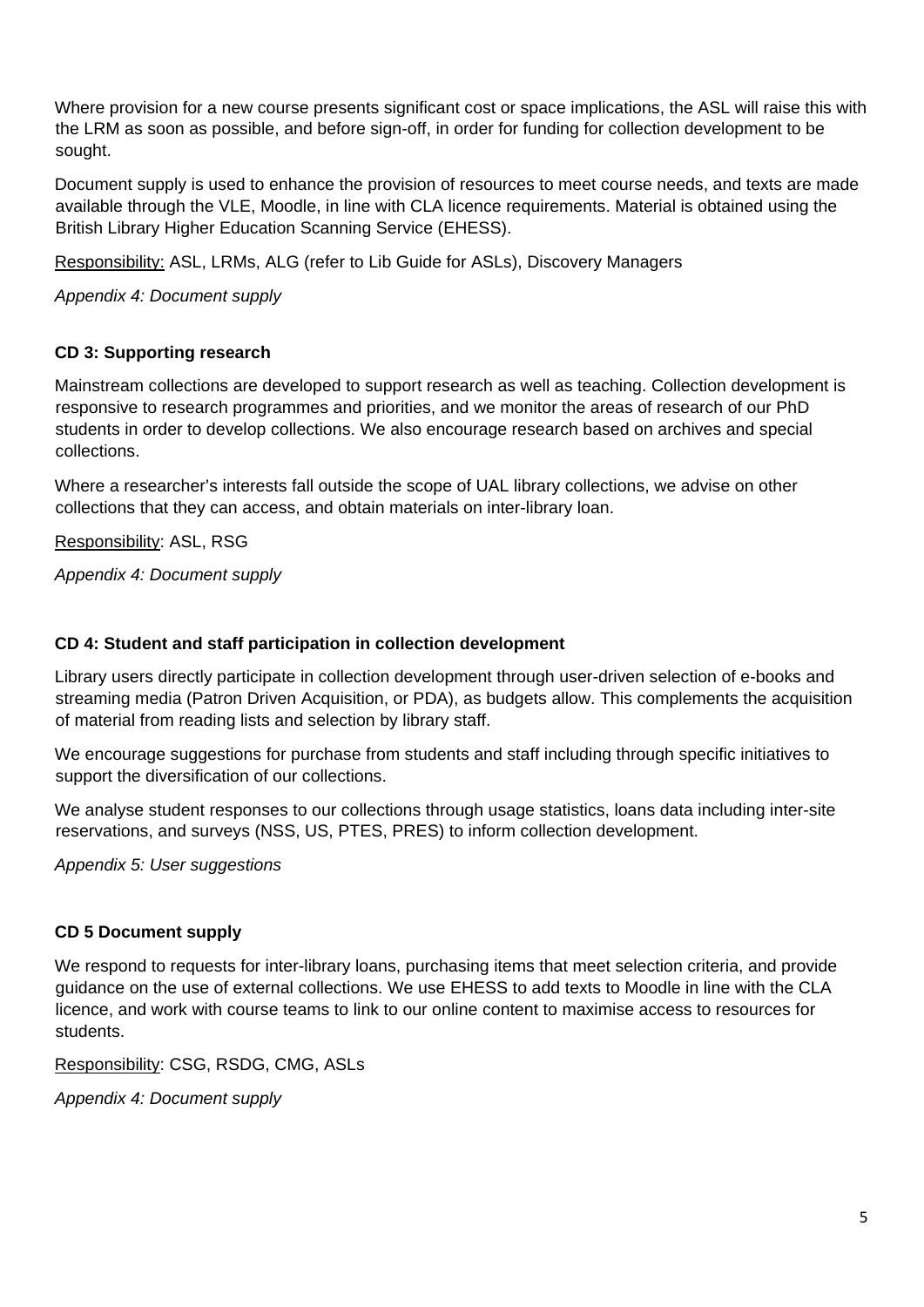Where provision for a new course presents significant cost or space implications, the ASL will raise this with the LRM as soon as possible, and before sign-off, in order for funding for collection development to be sought.

Document supply is used to enhance the provision of resources to meet course needs, and texts are made available through the VLE, Moodle, in line with CLA licence requirements. Material is obtained using the British Library Higher Education Scanning Service (EHESS).

Responsibility: ASL, LRMs, ALG (refer to Lib Guide for ASLs), Discovery Managers

*Appendix 4: Document supply*

**CD 3: Supporting research**

Mainstream collections are developed to support research as well as teaching. Collection development is responsive to research programmes and priorities, and we monitor the areas of research of our PhD students in order to develop collections. We also encourage research based on archives and special collections.

Where a researcher's interests fall outside the scope of UAL library collections, we advise on other collections that they can access, and obtain materials on inter-library loan.

Responsibility: ASL, RSG

*Appendix 4: Document supply*

**CD 4: Student and staff participation in collection development**

Library users directly participate in collection development through user-driven selection of e-books and streaming media (Patron Driven Acquisition, or PDA), as budgets allow. This complements the acquisition of material from reading lists and selection by library staff.

We encourage suggestions for purchase from students and staff including through specific initiatives to support the diversification of our collections.

We analyse student responses to our collections through usage statistics, loans data including inter-site reservations, and surveys (NSS, US, PTES, PRES) to inform collection development.

*Appendix 5: User suggestions*

**CD 5 Document supply**

We respond to requests for inter-library loans, purchasing items that meet selection criteria, and provide guidance on the use of external collections. We use EHESS to add texts to Moodle in line with the CLA licence, and work with course teams to link to our online content to maximise access to resources for students.

Responsibility: CSG, RSDG, CMG, ASLs

*Appendix 4: Document supply*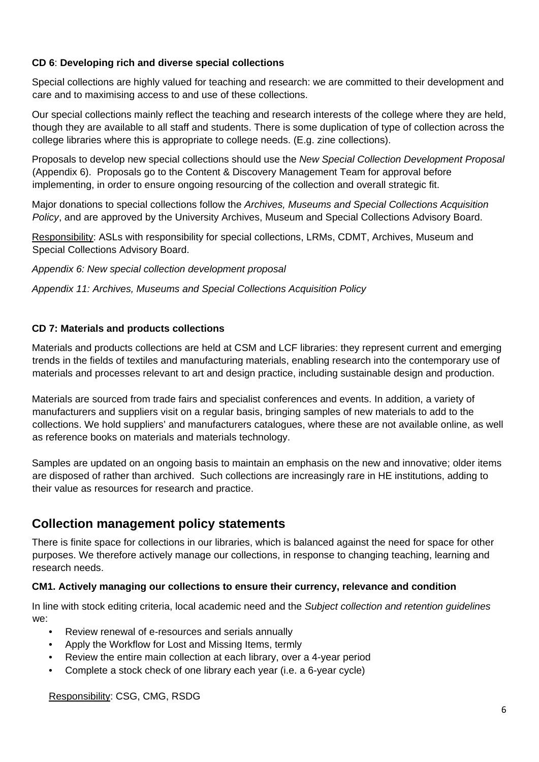**CD 6**: **Developing rich and diverse special collections**

Special collections are highly valued for teaching and research: we are committed to their development and care and to maximising access to and use of these collections.

Our special collections mainly reflect the teaching and research interests of the college where they are held, though they are available to all staff and students. There is some duplication of type of collection across the college libraries where this is appropriate to college needs. (E.g. zine collections).

Proposals to develop new special collections should use the *New Special Collection Development Proposal* (Appendix 6). Proposals go to the Content & Discovery Management Team for approval before implementing, in order to ensure ongoing resourcing of the collection and overall strategic fit.

Major donations to special collections follow the *Archives, Museums and Special Collections Acquisition Policy*, and are approved by the University Archives, Museum and Special Collections Advisory Board.

Responsibility: ASLs with responsibility for special collections, LRMs, CDMT, Archives, Museum and Special Collections Advisory Board.

*Appendix 6: New special collection development proposal*

*Appendix 11: Archives, Museums and Special Collections Acquisition Policy*

**CD 7: Materials and products collections**

Materials and products collections are held at CSM and LCF libraries: they represent current and emerging trends in the fields of textiles and manufacturing materials, enabling research into the contemporary use of materials and processes relevant to art and design practice, including sustainable design and production.

Materials are sourced from trade fairs and specialist conferences and events. In addition, a variety of manufacturers and suppliers visit on a regular basis, bringing samples of new materials to add to the collections. We hold suppliers' and manufacturers catalogues, where these are not available online, as well as reference books on materials and materials technology.

Samples are updated on an ongoing basis to maintain an emphasis on the new and innovative; older items are disposed of rather than archived. Such collections are increasingly rare in HE institutions, adding to their value as resources for research and practice.

## Collection management policy statements

There is finite space for collections in our libraries, which is balanced against the need for space for other purposes. We therefore actively manage our collections, in response to changing teaching, learning and research needs.

**CM1. Actively managing our collections to ensure their currency, relevance and condition**

In line with stock editing criteria, local academic need and the *Subject collection and retention guidelines* we:

- Review renewal of e-resources and serials annually
- Apply the Workflow for Lost and Missing Items, termly
- Review the entire main collection at each library, over a 4-year period
- Complete a stock check of one library each year (i.e. a 6-year cycle)

Responsibility: CSG, CMG, RSDG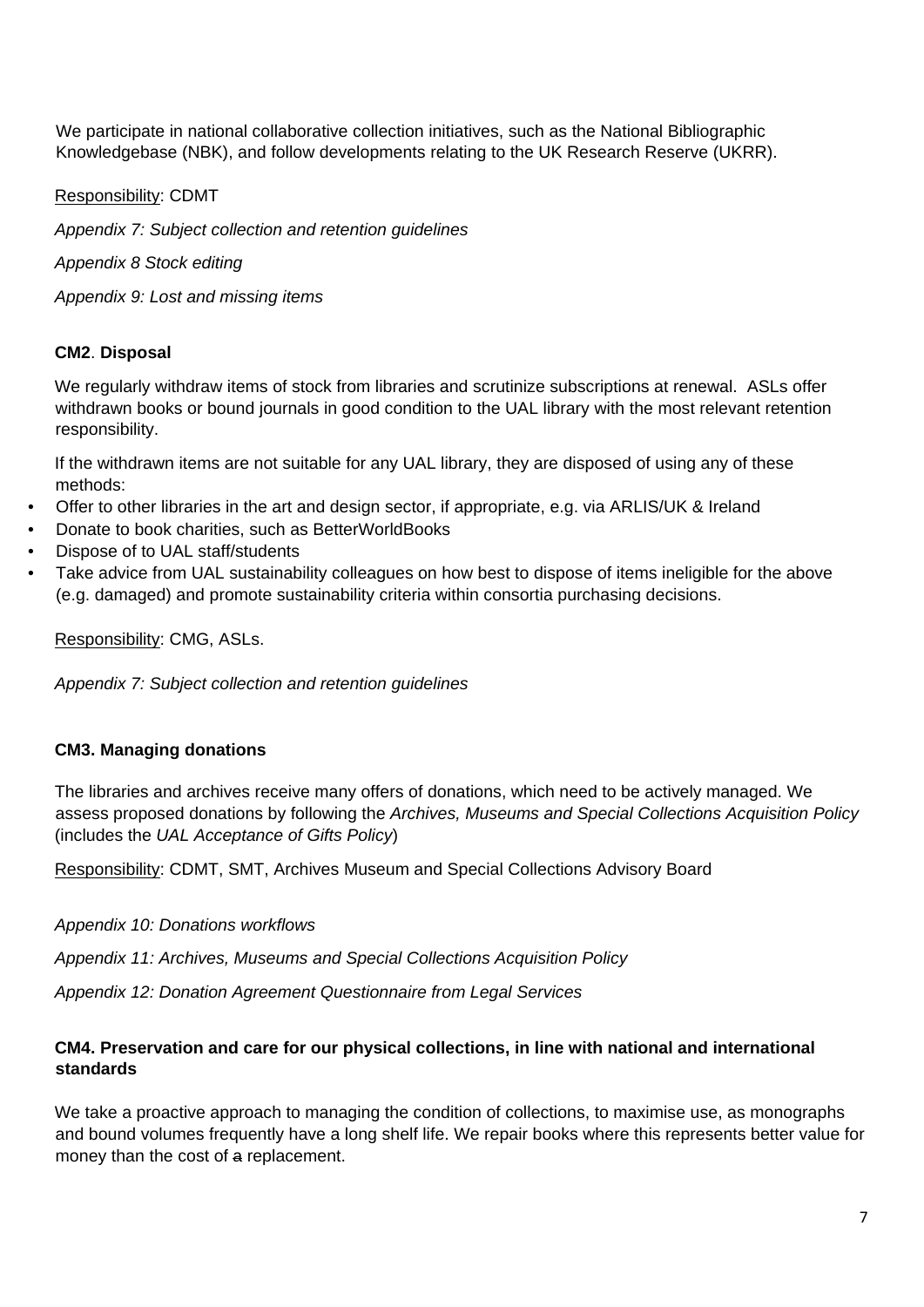We participate in national collaborative collection initiatives, such as the National Bibliographic Knowledgebase (NBK), and follow developments relating to the UK Research Reserve (UKRR).

Responsibility: CDMT

*Appendix 7: Subject collection and retention guidelines*

*Appendix 8 Stock editing*

*Appendix 9: Lost and missing items*

**CM2**. **Disposal**

We regularly withdraw items of stock from libraries and scrutinize subscriptions at renewal. ASLs offer withdrawn books or bound journals in good condition to the UAL library with the most relevant retention responsibility.

If the withdrawn items are not suitable for any UAL library, they are disposed of using any of these methods:

- Offer to other libraries in the art and design sector, if appropriate, e.g. via ARLIS/UK & Ireland
- Donate to book charities, such as BetterWorldBooks
- Dispose of to UAL staff/students
- Take advice from UAL sustainability colleagues on how best to dispose of items ineligible for the above (e.g. damaged) and promote sustainability criteria within consortia purchasing decisions.

Responsibility: CMG, ASLs.

*Appendix 7: Subject collection and retention guidelines*

**CM3. Managing donations**

The libraries and archives receive many offers of donations, which need to be actively managed. We assess proposed donations by following the *Archives, Museums and Special Collections Acquisition Policy* (includes the *UAL Acceptance of Gifts Policy*)

Responsibility: CDMT, SMT, Archives Museum and Special Collections Advisory Board

*Appendix 10: Donations workflows*

*Appendix 11: Archives, Museums and Special Collections Acquisition Policy*

*Appendix 12: Donation Agreement Questionnaire from Legal Services*

**CM4. Preservation and care for our physical collections, in line with national and international standards**

We take a proactive approach to managing the condition of collections, to maximise use, as monographs and bound volumes frequently have a long shelf life. We repair books where this represents better value for money than the cost of ~~a~~ replacement.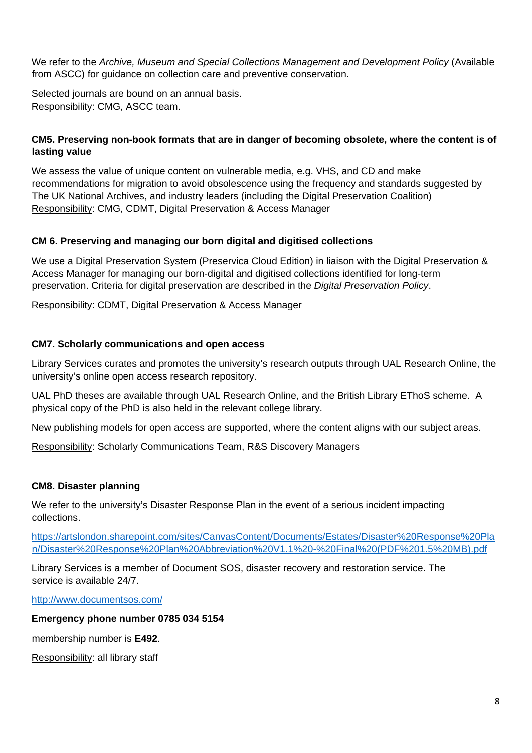We refer to the *Archive, Museum and Special Collections Management and Development Policy* (Available from ASCC) for guidance on collection care and preventive conservation.

Selected journals are bound on an annual basis.
Responsibility: CMG, ASCC team.

### CM5. Preserving non-book formats that are in danger of becoming obsolete, where the content is of lasting value

We assess the value of unique content on vulnerable media, e.g. VHS, and CD and make recommendations for migration to avoid obsolescence using the frequency and standards suggested by The UK National Archives, and industry leaders (including the Digital Preservation Coalition)
Responsibility: CMG, CDMT, Digital Preservation & Access Manager

### CM 6. Preserving and managing our born digital and digitised collections

We use a Digital Preservation System (Preservica Cloud Edition) in liaison with the Digital Preservation & Access Manager for managing our born-digital and digitised collections identified for long-term preservation. Criteria for digital preservation are described in the *Digital Preservation Policy*.

Responsibility: CDMT, Digital Preservation & Access Manager

### CM7. Scholarly communications and open access

Library Services curates and promotes the university's research outputs through UAL Research Online, the university's online open access research repository.

UAL PhD theses are available through UAL Research Online, and the British Library EThoS scheme. A physical copy of the PhD is also held in the relevant college library.

New publishing models for open access are supported, where the content aligns with our subject areas.

Responsibility: Scholarly Communications Team, R&S Discovery Managers

### CM8. Disaster planning

We refer to the university's Disaster Response Plan in the event of a serious incident impacting collections.

https://artslondon.sharepoint.com/sites/CanvasContent/Documents/Estates/Disaster%20Response%20Plan/Disaster%20Response%20Plan%20Abbreviation%20V1.1%20-%20Final%20(PDF%201.5%20MB).pdf

Library Services is a member of Document SOS, disaster recovery and restoration service. The service is available 24/7.

http://www.documentsos.com/

**Emergency phone number 0785 034 5154**

membership number is **E492**.

Responsibility: all library staff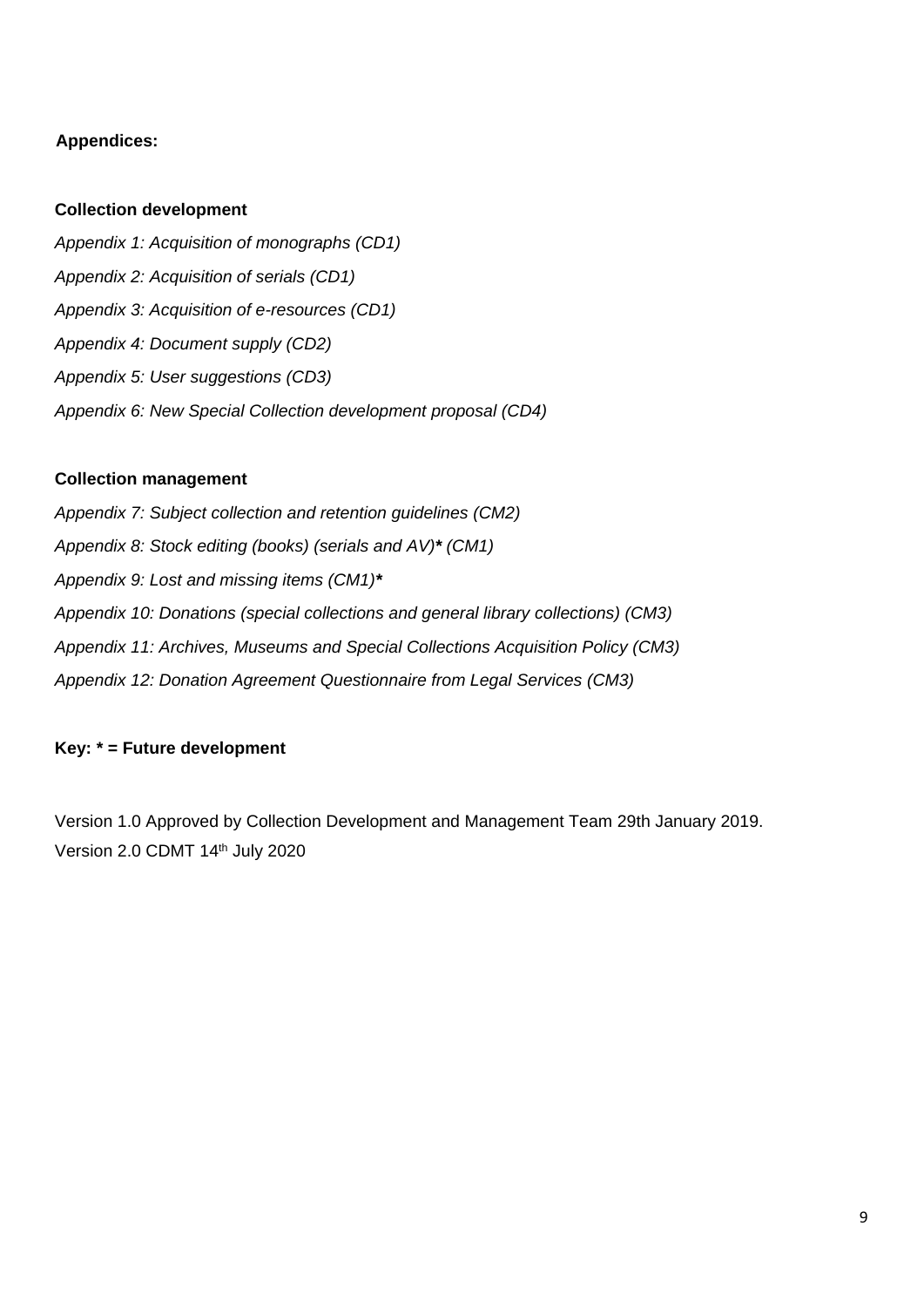**Appendices:**

**Collection development**

*Appendix 1: Acquisition of monographs (CD1)*

*Appendix 2: Acquisition of serials (CD1)*

*Appendix 3: Acquisition of e-resources (CD1)*

*Appendix 4: Document supply (CD2)*

*Appendix 5: User suggestions (CD3)*

*Appendix 6: New Special Collection development proposal (CD4)*

**Collection management**

*Appendix 7: Subject collection and retention guidelines (CM2)*

*Appendix 8: Stock editing (books) (serials and AV)* *** *(CM1)*

*Appendix 9: Lost and missing items (CM1)* ***

*Appendix 10: Donations (special collections and general library collections) (CM3)*

*Appendix 11: Archives, Museums and Special Collections Acquisition Policy (CM3)*

*Appendix 12: Donation Agreement Questionnaire from Legal Services (CM3)*

**Key: * = Future development**

Version 1.0 Approved by Collection Development and Management Team 29th January 2019.
Version 2.0 CDMT 14th July 2020